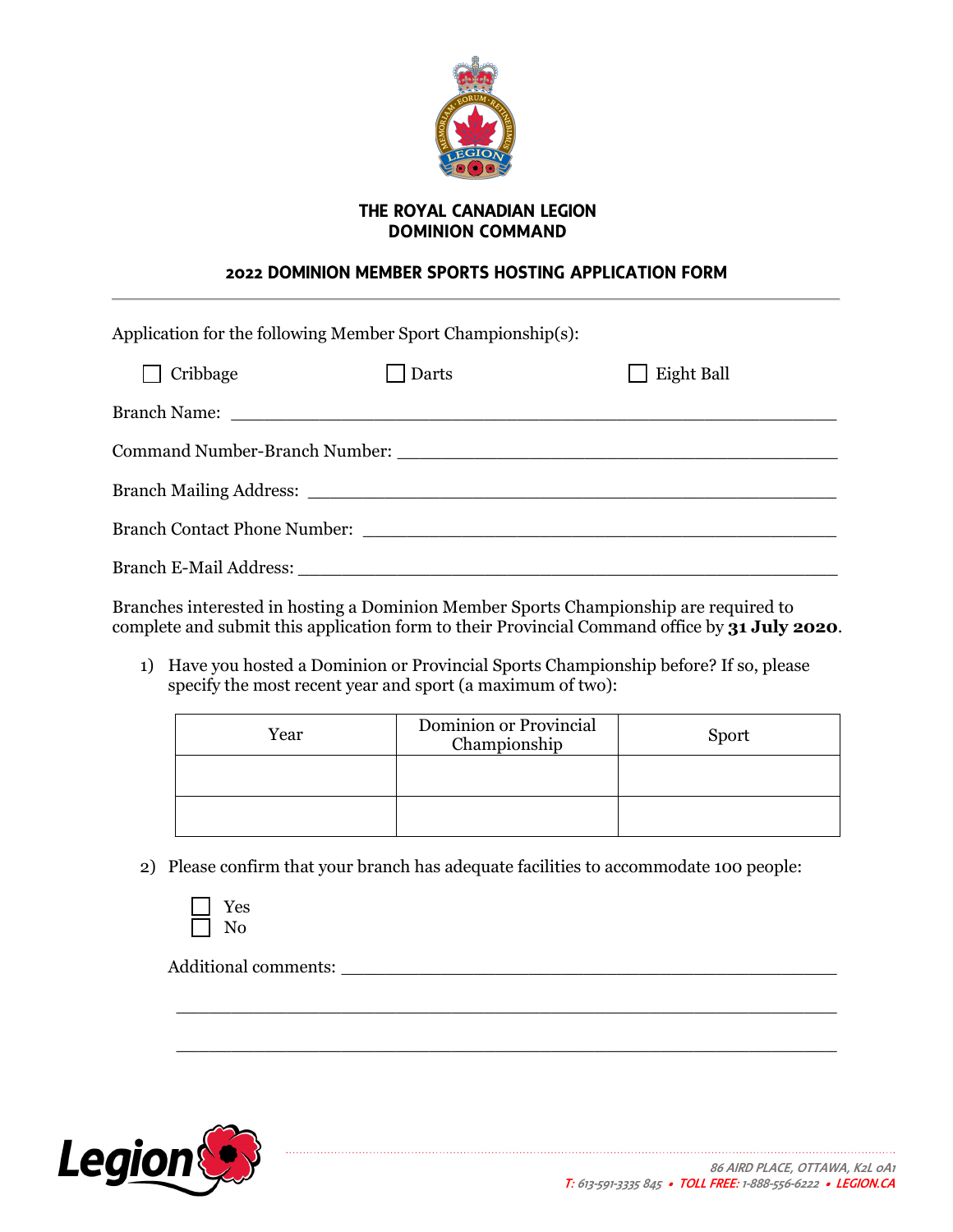# THE ROYAL CANADIAN LEGION
# DOMINION COMMAND

## 2022 DOMINION MEMBER SPORTS HOSTING APPLICATION FORM

Application for the following Member Sport Championship(s):

☐ Cribbage ☐ Darts ☐ Eight Ball

Branch Name: ____________________________________________

Command Number-Branch Number: ____________________________________________

Branch Mailing Address: ____________________________________________

Branch Contact Phone Number: ____________________________________________

Branch E-Mail Address: ____________________________________________

Branches interested in hosting a Dominion Member Sports Championship are required to complete and submit this application form to their Provincial Command office by **31 July 2020**.

1) Have you hosted a Dominion or Provincial Sports Championship before? If so, please specify the most recent year and sport (a maximum of two):

| Year | Dominion or Provincial Championship | Sport |
|---|---|---|
| | | |
| | | |

2) Please confirm that your branch has adequate facilities to accommodate 100 people:

☐ Yes
☐ No

Additional comments: ____________________________________________

____________________________________________

____________________________________________

86 AIRD PLACE, OTTAWA, K2L 0A1
T: 613-591-3335 845 • TOLL FREE: 1-888-556-6222 • LEGION.CA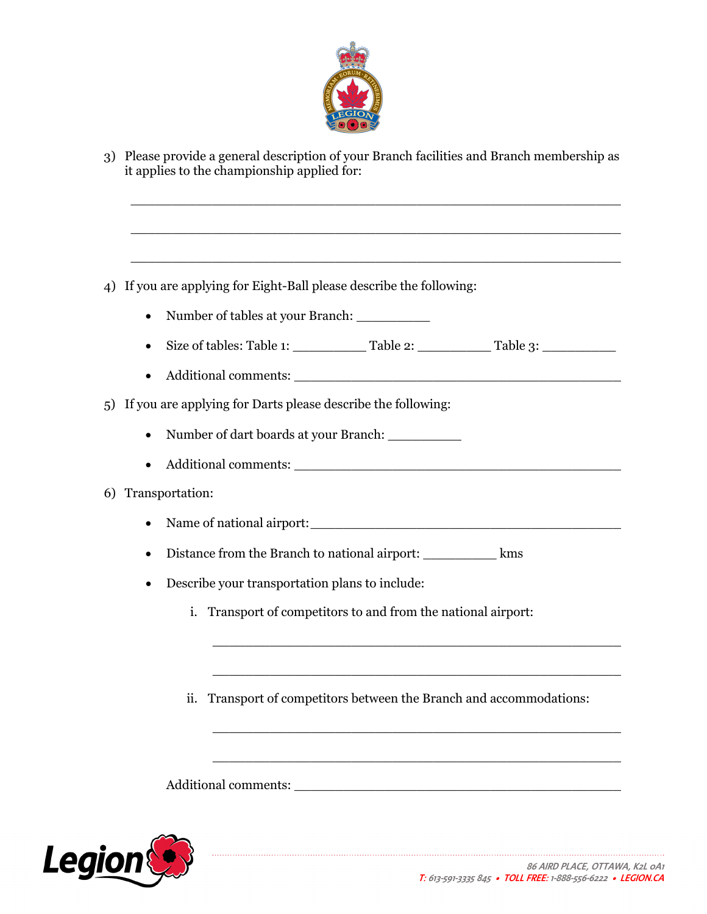3) Please provide a general description of your Branch facilities and Branch membership as it applies to the championship applied for:

_______________________________________________________________

_______________________________________________________________

_______________________________________________________________

4) If you are applying for Eight-Ball please describe the following:

   - Number of tables at your Branch: __________
   - Size of tables: Table 1: __________ Table 2: __________ Table 3: __________
   - Additional comments: ____________________________________________

5) If you are applying for Darts please describe the following:

   - Number of dart boards at your Branch: __________
   - Additional comments: ____________________________________________

6) Transportation:

   - Name of national airport: ____________________________________________
   - Distance from the Branch to national airport: __________ kms
   - Describe your transportation plans to include:

      i. Transport of competitors to and from the national airport:

      _______________________________________________________

      _______________________________________________________

      ii. Transport of competitors between the Branch and accommodations:

      _______________________________________________________

      _______________________________________________________

   Additional comments: ____________________________________________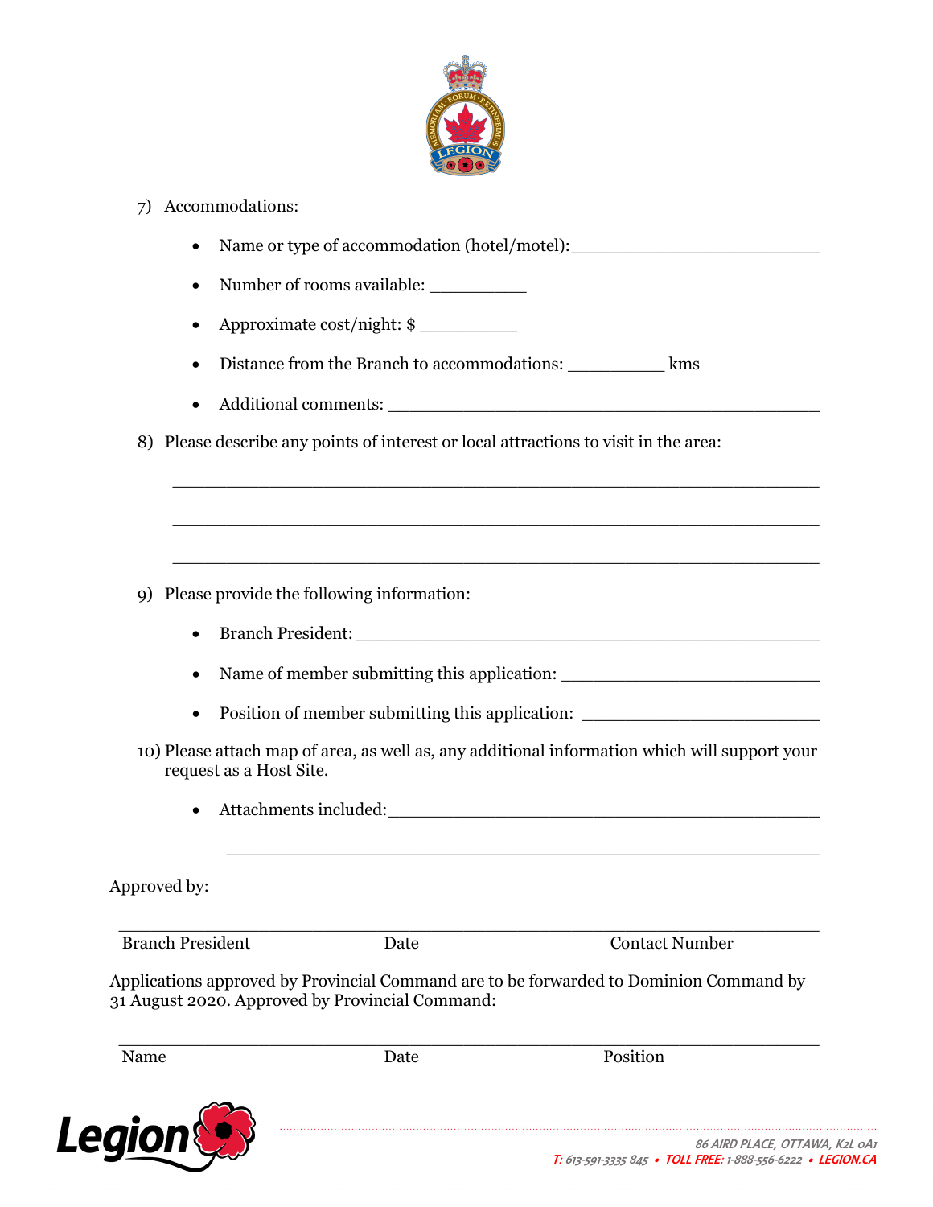7) Accommodations:

- Name or type of accommodation (hotel/motel):________________________
- Number of rooms available: __________
- Approximate cost/night: $ __________
- Distance from the Branch to accommodations: __________ kms
- Additional comments: ____________________________________________

8) Please describe any points of interest or local attractions to visit in the area:

_____________________________________________________________________

_____________________________________________________________________

_____________________________________________________________________

9) Please provide the following information:

- Branch President: _______________________________________________
- Name of member submitting this application: ___________________________
- Position of member submitting this application: ________________________

10) Please attach map of area, as well as, any additional information which will support your request as a Host Site.

- Attachments included:_____________________________________________

_____________________________________________________________

Approved by:

_____________________________________________________________________

Branch President Date Contact Number

Applications approved by Provincial Command are to be forwarded to Dominion Command by 31 August 2020. Approved by Provincial Command:

_____________________________________________________________________

Name Date Position

86 AIRD PLACE, OTTAWA, K2L 0A1
T: 613-591-3335 845 • TOLL FREE: 1-888-556-6222 • LEGION.CA